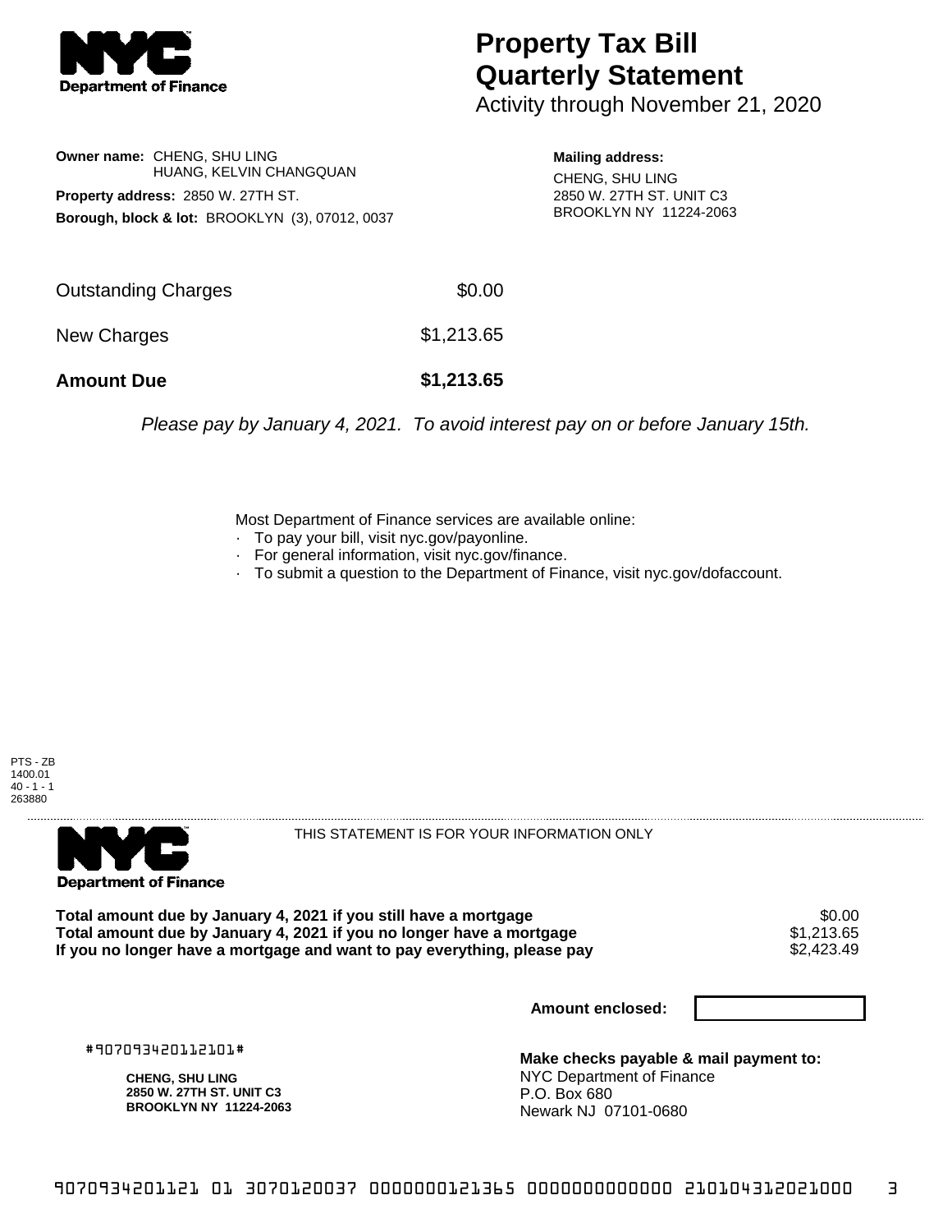NYC Department of Finance

# Property Tax Bill Quarterly Statement

Activity through November 21, 2020

**Owner name:** CHENG, SHU LING
HUANG, KELVIN CHANGQUAN

**Property address:** 2850 W. 27TH ST.

**Borough, block & lot:** BROOKLYN (3), 07012, 0037

**Mailing address:**
CHENG, SHU LING
2850 W. 27TH ST. UNIT C3
BROOKLYN NY 11224-2063

| | |
|---|---|
| Outstanding Charges | $0.00 |
| New Charges | $1,213.65 |
| **Amount Due** | **$1,213.65** |

*Please pay by January 4, 2021. To avoid interest pay on or before January 15th.*

Most Department of Finance services are available online:
- To pay your bill, visit nyc.gov/payonline.
- For general information, visit nyc.gov/finance.
- To submit a question to the Department of Finance, visit nyc.gov/dofaccount.

PTS - ZB
1400.01
40 - 1 - 1
263880

NYC Department of Finance

THIS STATEMENT IS FOR YOUR INFORMATION ONLY

| | |
|---|---|
| **Total amount due by January 4, 2021 if you still have a mortgage** | $0.00 |
| **Total amount due by January 4, 2021 if you no longer have a mortgage** | $1,213.65 |
| **If you no longer have a mortgage and want to pay everything, please pay** | $2,423.49 |

**Amount enclosed:**

#907093420112101#

**CHENG, SHU LING**
**2850 W. 27TH ST. UNIT C3**
**BROOKLYN NY 11224-2063**

**Make checks payable & mail payment to:**
NYC Department of Finance
P.O. Box 680
Newark NJ 07101-0680

9070934201121 01 3070120037 0000000121365 0000000000000 210104312021000 3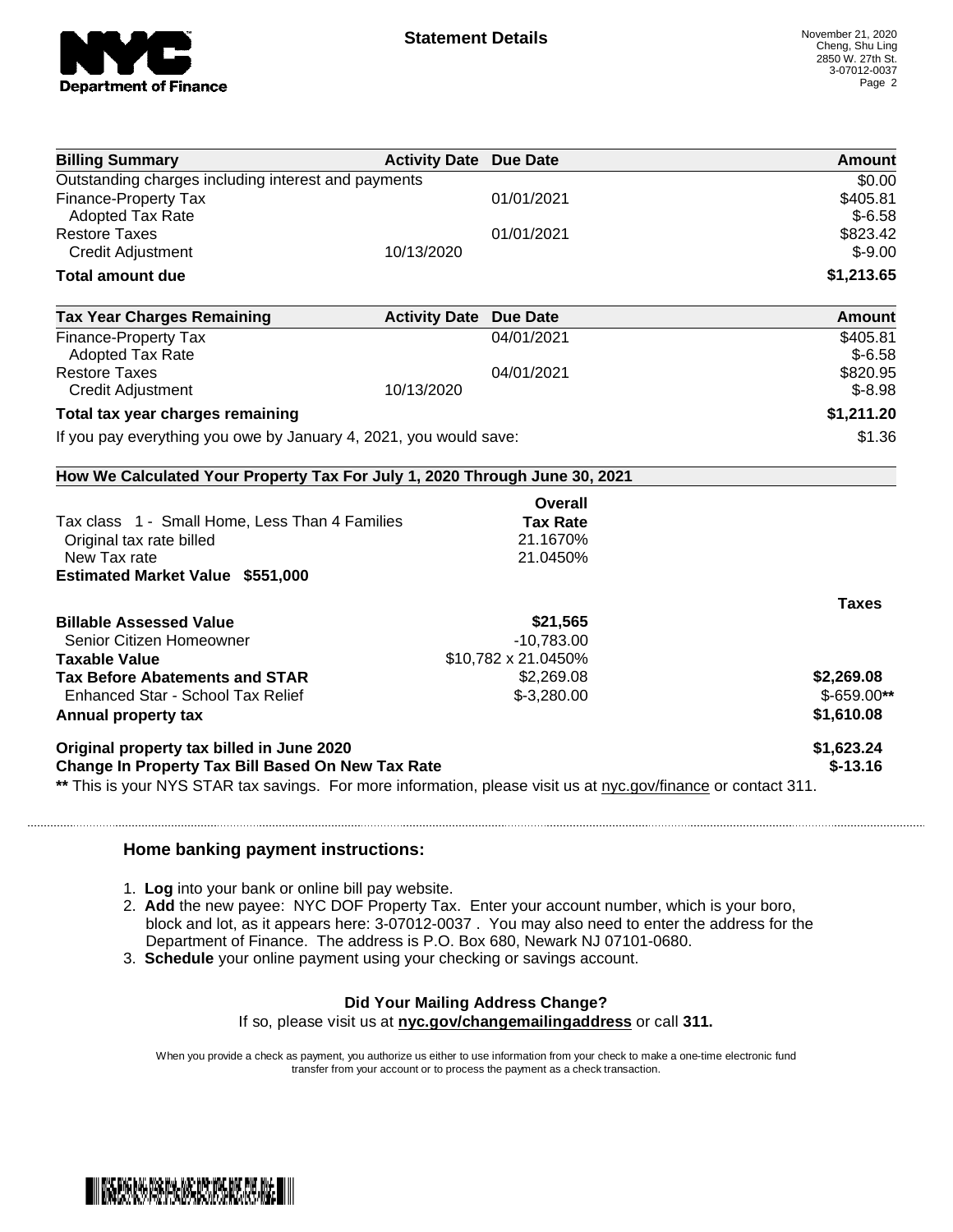**Statement Details**

November 21, 2020
Cheng, Shu Ling
2850 W. 27th St.
3-07012-0037

| Billing Summary | Activity Date | Due Date | Amount |
|---|---|---|---|
| Outstanding charges including interest and payments | | | $0.00 |
| Finance-Property Tax | | 01/01/2021 | $405.81 |
| Adopted Tax Rate | | | $-6.58 |
| Restore Taxes | | 01/01/2021 | $823.42 |
| Credit Adjustment | 10/13/2020 | | $-9.00 |
| **Total amount due** | | | **$1,213.65** |

| Tax Year Charges Remaining | Activity Date | Due Date | Amount |
|---|---|---|---|
| Finance-Property Tax | | 04/01/2021 | $405.81 |
| Adopted Tax Rate | | | $-6.58 |
| Restore Taxes | | 04/01/2021 | $820.95 |
| Credit Adjustment | 10/13/2020 | | $-8.98 |
| **Total tax year charges remaining** | | | **$1,211.20** |
| If you pay everything you owe by January 4, 2021, you would save: | | | $1.36 |

**How We Calculated Your Property Tax For July 1, 2020 Through June 30, 2021**

| | Overall Tax Rate | |
|---|---|---|
| Tax class 1 - Small Home, Less Than 4 Families | | |
| Original tax rate billed | 21.1670% | |
| New Tax rate | 21.0450% | |
| **Estimated Market Value $551,000** | | |
| | | **Taxes** |
| **Billable Assessed Value** | **$21,565** | |
| Senior Citizen Homeowner | -10,783.00 | |
| **Taxable Value** | $10,782 x 21.0450% | |
| **Tax Before Abatements and STAR** | $2,269.08 | **$2,269.08** |
| Enhanced Star - School Tax Relief | $-3,280.00 | $-659.00** |
| **Annual property tax** | | **$1,610.08** |
| **Original property tax billed in June 2020** | | **$1,623.24** |
| **Change In Property Tax Bill Based On New Tax Rate** | | **$-13.16** |

** This is your NYS STAR tax savings. For more information, please visit us at nyc.gov/finance or contact 311.

**Home banking payment instructions:**

1. **Log** into your bank or online bill pay website.
2. **Add** the new payee: NYC DOF Property Tax. Enter your account number, which is your boro, block and lot, as it appears here: 3-07012-0037 . You may also need to enter the address for the Department of Finance. The address is P.O. Box 680, Newark NJ 07101-0680.
3. **Schedule** your online payment using your checking or savings account.

**Did Your Mailing Address Change?**

If so, please visit us at **nyc.gov/changemailingaddress** or call **311.**

When you provide a check as payment, you authorize us either to use information from your check to make a one-time electronic fund transfer from your account or to process the payment as a check transaction.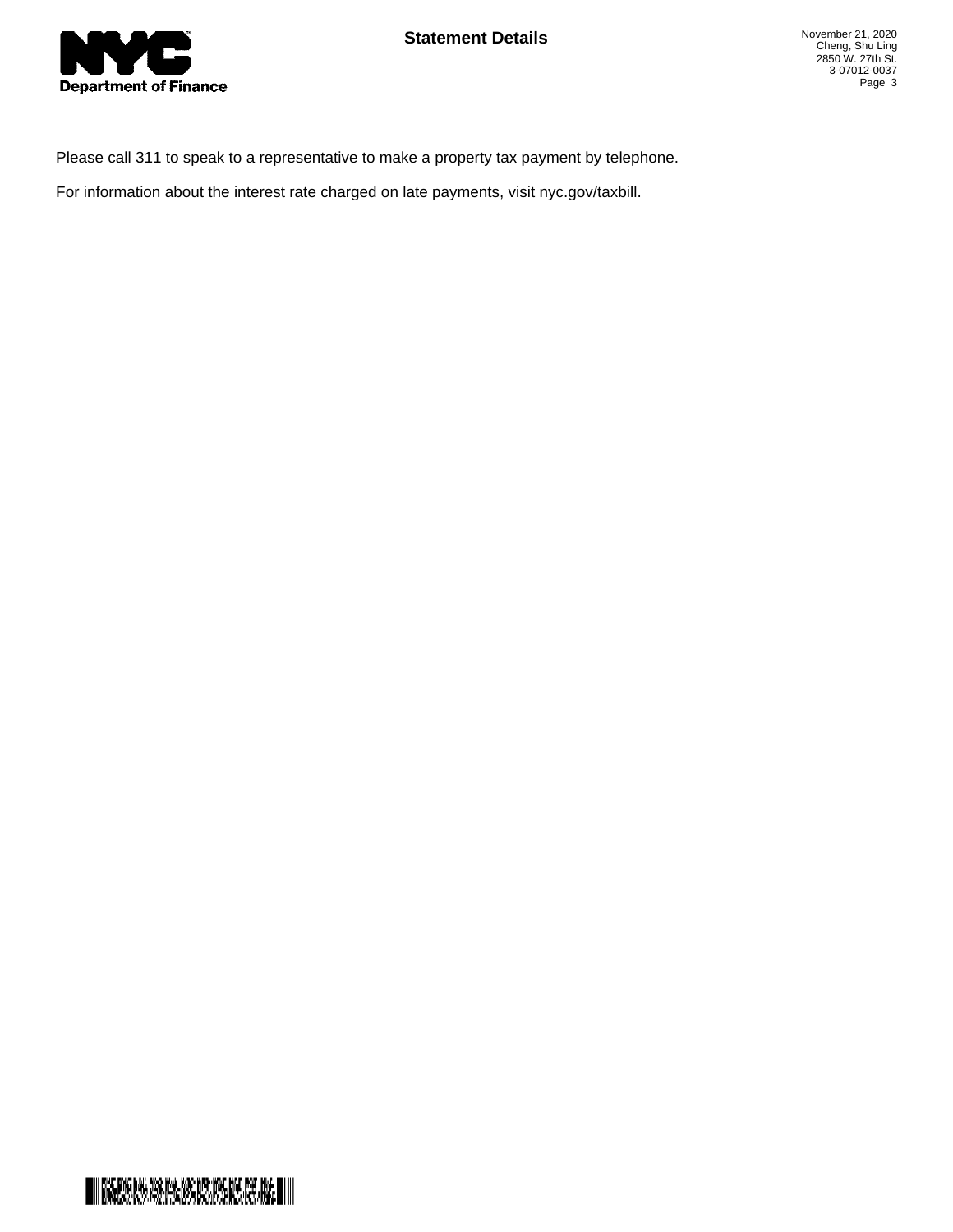Please call 311 to speak to a representative to make a property tax payment by telephone.

For information about the interest rate charged on late payments, visit nyc.gov/taxbill.